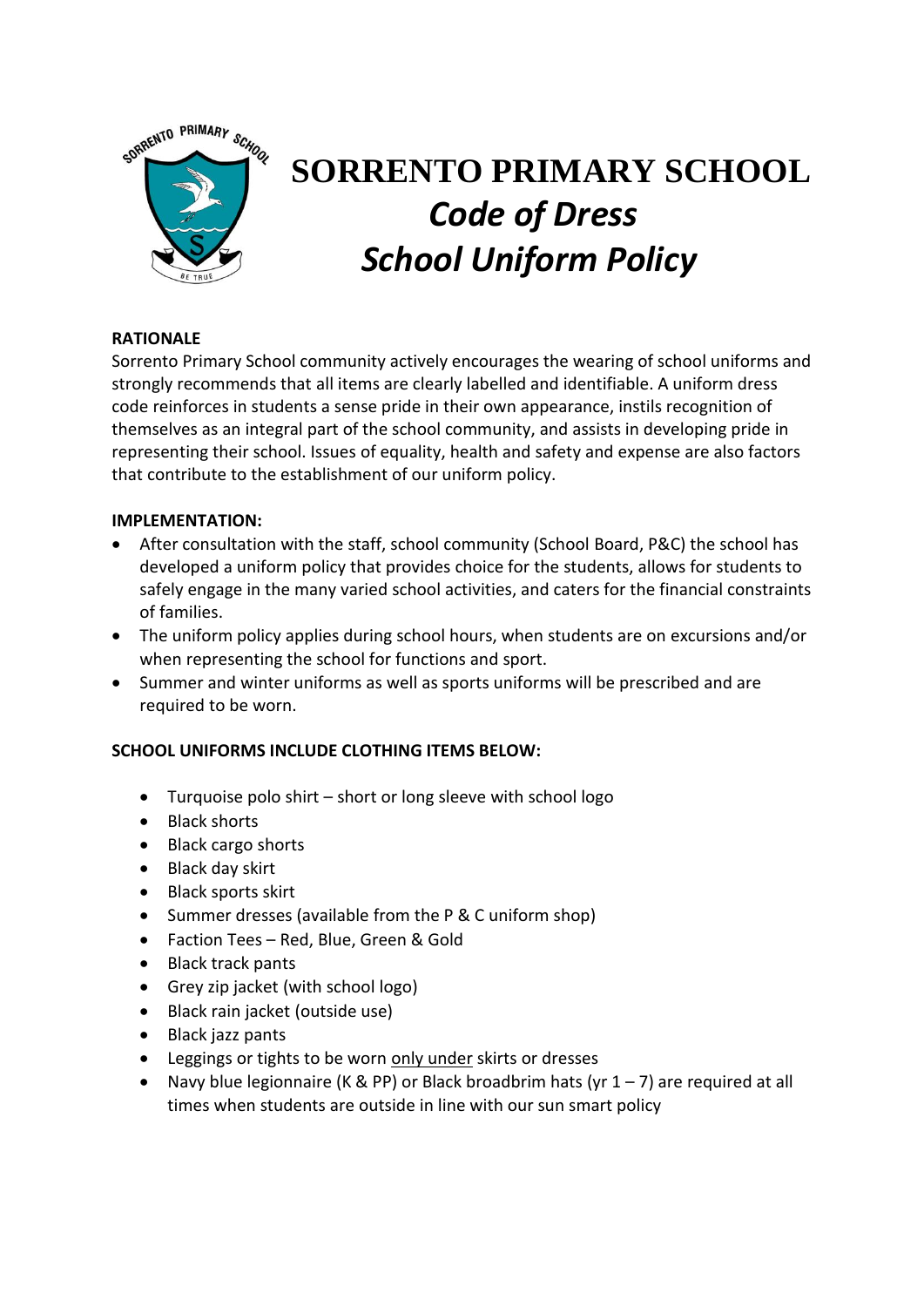# SORRENTO PRIMARY SCHOOL

## *Code of Dress*

## *School Uniform Policy*

**RATIONALE**

Sorrento Primary School community actively encourages the wearing of school uniforms and strongly recommends that all items are clearly labelled and identifiable. A uniform dress code reinforces in students a sense pride in their own appearance, instils recognition of themselves as an integral part of the school community, and assists in developing pride in representing their school. Issues of equality, health and safety and expense are also factors that contribute to the establishment of our uniform policy.

**IMPLEMENTATION:**

- After consultation with the staff, school community (School Board, P&C) the school has developed a uniform policy that provides choice for the students, allows for students to safely engage in the many varied school activities, and caters for the financial constraints of families.
- The uniform policy applies during school hours, when students are on excursions and/or when representing the school for functions and sport.
- Summer and winter uniforms as well as sports uniforms will be prescribed and are required to be worn.

**SCHOOL UNIFORMS INCLUDE CLOTHING ITEMS BELOW:**

- Turquoise polo shirt – short or long sleeve with school logo
- Black shorts
- Black cargo shorts
- Black day skirt
- Black sports skirt
- Summer dresses (available from the P & C uniform shop)
- Faction Tees – Red, Blue, Green & Gold
- Black track pants
- Grey zip jacket (with school logo)
- Black rain jacket (outside use)
- Black jazz pants
- Leggings or tights to be worn <u>only under</u> skirts or dresses
- Navy blue legionnaire (K & PP) or Black broadbrim hats (yr 1 – 7) are required at all times when students are outside in line with our sun smart policy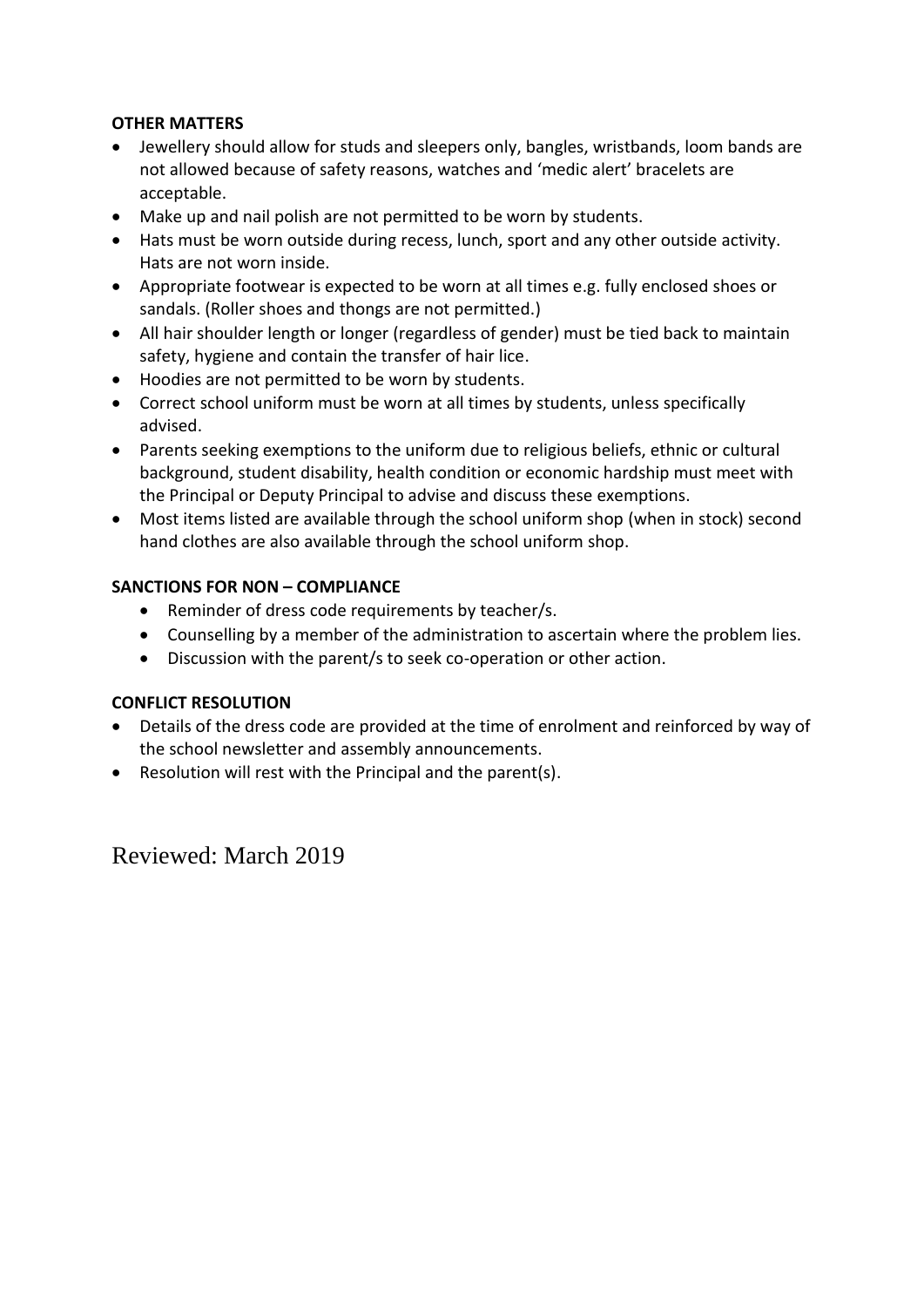**OTHER MATTERS**

- Jewellery should allow for studs and sleepers only, bangles, wristbands, loom bands are not allowed because of safety reasons, watches and 'medic alert' bracelets are acceptable.
- Make up and nail polish are not permitted to be worn by students.
- Hats must be worn outside during recess, lunch, sport and any other outside activity. Hats are not worn inside.
- Appropriate footwear is expected to be worn at all times e.g. fully enclosed shoes or sandals. (Roller shoes and thongs are not permitted.)
- All hair shoulder length or longer (regardless of gender) must be tied back to maintain safety, hygiene and contain the transfer of hair lice.
- Hoodies are not permitted to be worn by students.
- Correct school uniform must be worn at all times by students, unless specifically advised.
- Parents seeking exemptions to the uniform due to religious beliefs, ethnic or cultural background, student disability, health condition or economic hardship must meet with the Principal or Deputy Principal to advise and discuss these exemptions.
- Most items listed are available through the school uniform shop (when in stock) second hand clothes are also available through the school uniform shop.

**SANCTIONS FOR NON – COMPLIANCE**

- Reminder of dress code requirements by teacher/s.
- Counselling by a member of the administration to ascertain where the problem lies.
- Discussion with the parent/s to seek co-operation or other action.

**CONFLICT RESOLUTION**

- Details of the dress code are provided at the time of enrolment and reinforced by way of the school newsletter and assembly announcements.
- Resolution will rest with the Principal and the parent(s).

Reviewed: March 2019